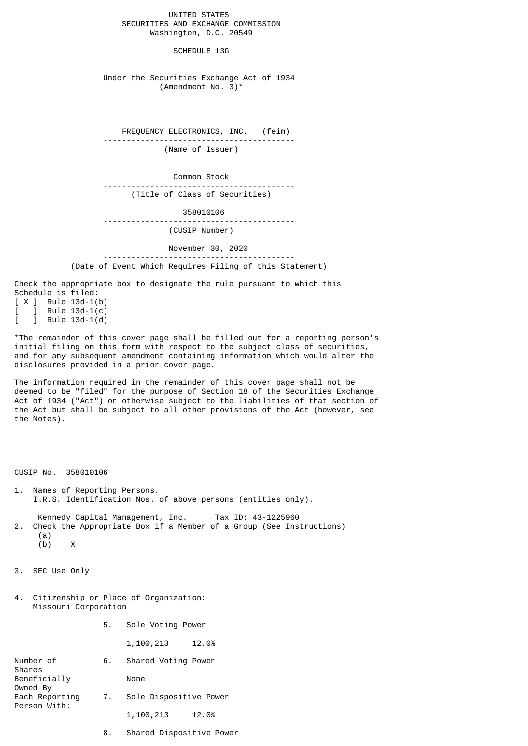UNITED STATES
SECURITIES AND EXCHANGE COMMISSION
Washington, D.C. 20549

# SCHEDULE 13G

Under the Securities Exchange Act of 1934
(Amendment No. 3)*

FREQUENCY ELECTRONICS, INC. (feim)
(Name of Issuer)

Common Stock
(Title of Class of Securities)

358010106
(CUSIP Number)

November 30, 2020
(Date of Event Which Requires Filing of this Statement)

Check the appropriate box to designate the rule pursuant to which this Schedule is filed:

[ X ] Rule 13d-1(b)
[ ] Rule 13d-1(c)
[ ] Rule 13d-1(d)

*The remainder of this cover page shall be filled out for a reporting person's initial filing on this form with respect to the subject class of securities, and for any subsequent amendment containing information which would alter the disclosures provided in a prior cover page.

The information required in the remainder of this cover page shall not be deemed to be "filed" for the purpose of Section 18 of the Securities Exchange Act of 1934 ("Act") or otherwise subject to the liabilities of that section of the Act but shall be subject to all other provisions of the Act (however, see the Notes).

CUSIP No. 358010106

1. Names of Reporting Persons.
   I.R.S. Identification Nos. of above persons (entities only).

   Kennedy Capital Management, Inc. Tax ID: 43-1225960

2. Check the Appropriate Box if a Member of a Group (See Instructions)
   (a)
   (b) X

3. SEC Use Only

4. Citizenship or Place of Organization:
   Missouri Corporation

| Number of Shares Beneficially Owned By Each Reporting Person With: | | |
|---|---|---|
| | 5. Sole Voting Power | 1,100,213 12.0% |
| | 6. Shared Voting Power | None |
| | 7. Sole Dispositive Power | 1,100,213 12.0% |
| | 8. Shared Dispositive Power | |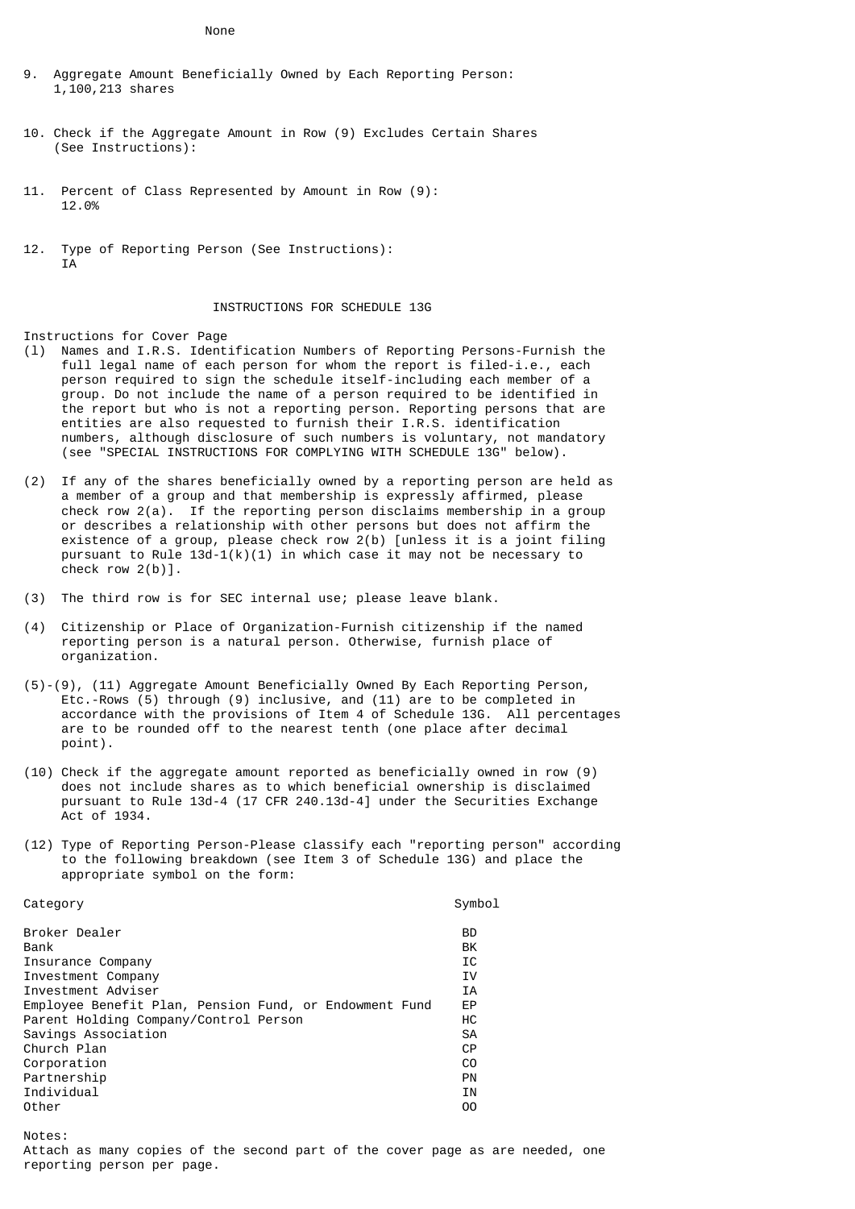None

9. Aggregate Amount Beneficially Owned by Each Reporting Person:
   1,100,213 shares

10. Check if the Aggregate Amount in Row (9) Excludes Certain Shares (See Instructions):

11. Percent of Class Represented by Amount in Row (9):
    12.0%

12. Type of Reporting Person (See Instructions):
    IA

## INSTRUCTIONS FOR SCHEDULE 13G

Instructions for Cover Page

(1) Names and I.R.S. Identification Numbers of Reporting Persons-Furnish the full legal name of each person for whom the report is filed-i.e., each person required to sign the schedule itself-including each member of a group. Do not include the name of a person required to be identified in the report but who is not a reporting person. Reporting persons that are entities are also requested to furnish their I.R.S. identification numbers, although disclosure of such numbers is voluntary, not mandatory (see "SPECIAL INSTRUCTIONS FOR COMPLYING WITH SCHEDULE 13G" below).

(2) If any of the shares beneficially owned by a reporting person are held as a member of a group and that membership is expressly affirmed, please check row 2(a). If the reporting person disclaims membership in a group or describes a relationship with other persons but does not affirm the existence of a group, please check row 2(b) [unless it is a joint filing pursuant to Rule 13d-1(k)(1) in which case it may not be necessary to check row 2(b)].

(3) The third row is for SEC internal use; please leave blank.

(4) Citizenship or Place of Organization-Furnish citizenship if the named reporting person is a natural person. Otherwise, furnish place of organization.

(5)-(9), (11) Aggregate Amount Beneficially Owned By Each Reporting Person, Etc.-Rows (5) through (9) inclusive, and (11) are to be completed in accordance with the provisions of Item 4 of Schedule 13G. All percentages are to be rounded off to the nearest tenth (one place after decimal point).

(10) Check if the aggregate amount reported as beneficially owned in row (9) does not include shares as to which beneficial ownership is disclaimed pursuant to Rule 13d-4 (17 CFR 240.13d-4] under the Securities Exchange Act of 1934.

(12) Type of Reporting Person-Please classify each "reporting person" according to the following breakdown (see Item 3 of Schedule 13G) and place the appropriate symbol on the form:

| Category | Symbol |
|---|---|
| Broker Dealer | BD |
| Bank | BK |
| Insurance Company | IC |
| Investment Company | IV |
| Investment Adviser | IA |
| Employee Benefit Plan, Pension Fund, or Endowment Fund | EP |
| Parent Holding Company/Control Person | HC |
| Savings Association | SA |
| Church Plan | CP |
| Corporation | CO |
| Partnership | PN |
| Individual | IN |
| Other | OO |

Notes:
Attach as many copies of the second part of the cover page as are needed, one reporting person per page.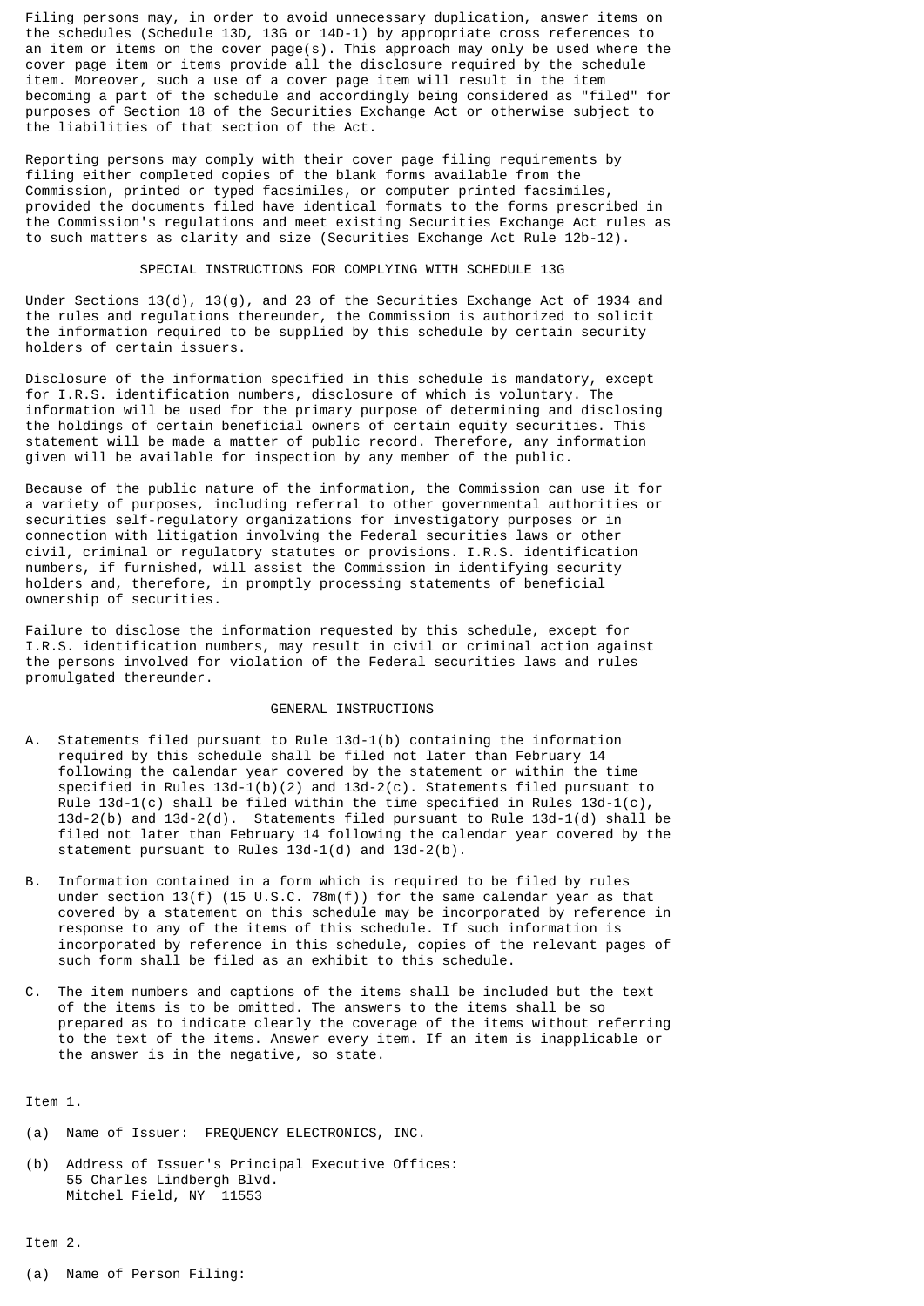Filing persons may, in order to avoid unnecessary duplication, answer items on the schedules (Schedule 13D, 13G or 14D-1) by appropriate cross references to an item or items on the cover page(s). This approach may only be used where the cover page item or items provide all the disclosure required by the schedule item. Moreover, such a use of a cover page item will result in the item becoming a part of the schedule and accordingly being considered as "filed" for purposes of Section 18 of the Securities Exchange Act or otherwise subject to the liabilities of that section of the Act.

Reporting persons may comply with their cover page filing requirements by filing either completed copies of the blank forms available from the Commission, printed or typed facsimiles, or computer printed facsimiles, provided the documents filed have identical formats to the forms prescribed in the Commission's regulations and meet existing Securities Exchange Act rules as to such matters as clarity and size (Securities Exchange Act Rule 12b-12).

## SPECIAL INSTRUCTIONS FOR COMPLYING WITH SCHEDULE 13G

Under Sections 13(d), 13(g), and 23 of the Securities Exchange Act of 1934 and the rules and regulations thereunder, the Commission is authorized to solicit the information required to be supplied by this schedule by certain security holders of certain issuers.

Disclosure of the information specified in this schedule is mandatory, except for I.R.S. identification numbers, disclosure of which is voluntary. The information will be used for the primary purpose of determining and disclosing the holdings of certain beneficial owners of certain equity securities. This statement will be made a matter of public record. Therefore, any information given will be available for inspection by any member of the public.

Because of the public nature of the information, the Commission can use it for a variety of purposes, including referral to other governmental authorities or securities self-regulatory organizations for investigatory purposes or in connection with litigation involving the Federal securities laws or other civil, criminal or regulatory statutes or provisions. I.R.S. identification numbers, if furnished, will assist the Commission in identifying security holders and, therefore, in promptly processing statements of beneficial ownership of securities.

Failure to disclose the information requested by this schedule, except for I.R.S. identification numbers, may result in civil or criminal action against the persons involved for violation of the Federal securities laws and rules promulgated thereunder.

## GENERAL INSTRUCTIONS

A. Statements filed pursuant to Rule 13d-1(b) containing the information required by this schedule shall be filed not later than February 14 following the calendar year covered by the statement or within the time specified in Rules 13d-1(b)(2) and 13d-2(c). Statements filed pursuant to Rule 13d-1(c) shall be filed within the time specified in Rules 13d-1(c), 13d-2(b) and 13d-2(d). Statements filed pursuant to Rule 13d-1(d) shall be filed not later than February 14 following the calendar year covered by the statement pursuant to Rules 13d-1(d) and 13d-2(b).

B. Information contained in a form which is required to be filed by rules under section 13(f) (15 U.S.C. 78m(f)) for the same calendar year as that covered by a statement on this schedule may be incorporated by reference in response to any of the items of this schedule. If such information is incorporated by reference in this schedule, copies of the relevant pages of such form shall be filed as an exhibit to this schedule.

C. The item numbers and captions of the items shall be included but the text of the items is to be omitted. The answers to the items shall be so prepared as to indicate clearly the coverage of the items without referring to the text of the items. Answer every item. If an item is inapplicable or the answer is in the negative, so state.

Item 1.

(a) Name of Issuer: FREQUENCY ELECTRONICS, INC.

(b) Address of Issuer's Principal Executive Offices:
55 Charles Lindbergh Blvd.
Mitchel Field, NY 11553

Item 2.

(a) Name of Person Filing: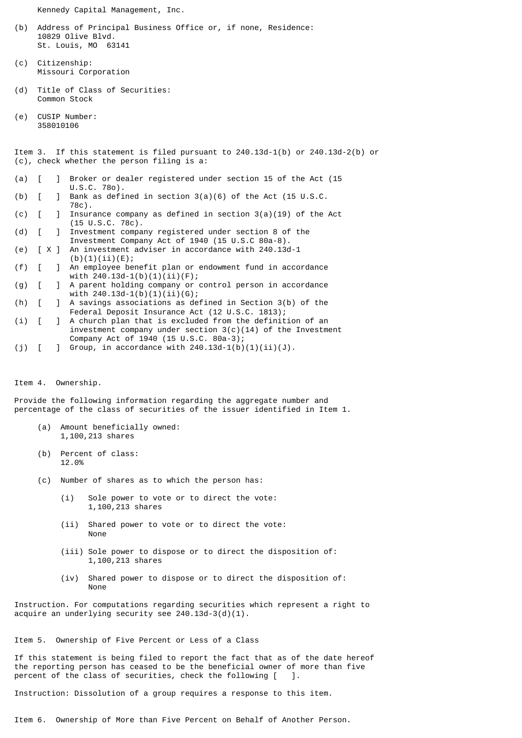Kennedy Capital Management, Inc.

(b) Address of Principal Business Office or, if none, Residence:
10829 Olive Blvd.
St. Louis, MO 63141

(c) Citizenship:
Missouri Corporation

(d) Title of Class of Securities:
Common Stock

(e) CUSIP Number:
358010106

Item 3. If this statement is filed pursuant to 240.13d-1(b) or 240.13d-2(b) or (c), check whether the person filing is a:

(a) [ ] Broker or dealer registered under section 15 of the Act (15 U.S.C. 78o).
(b) [ ] Bank as defined in section 3(a)(6) of the Act (15 U.S.C. 78c).
(c) [ ] Insurance company as defined in section 3(a)(19) of the Act (15 U.S.C. 78c).
(d) [ ] Investment company registered under section 8 of the Investment Company Act of 1940 (15 U.S.C 80a-8).
(e) [ X ] An investment adviser in accordance with 240.13d-1 (b)(1)(ii)(E);
(f) [ ] An employee benefit plan or endowment fund in accordance with 240.13d-1(b)(1)(ii)(F);
(g) [ ] A parent holding company or control person in accordance with 240.13d-1(b)(1)(ii)(G);
(h) [ ] A savings associations as defined in Section 3(b) of the Federal Deposit Insurance Act (12 U.S.C. 1813);
(i) [ ] A church plan that is excluded from the definition of an investment company under section 3(c)(14) of the Investment Company Act of 1940 (15 U.S.C. 80a-3);
(j) [ ] Group, in accordance with 240.13d-1(b)(1)(ii)(J).

Item 4. Ownership.

Provide the following information regarding the aggregate number and percentage of the class of securities of the issuer identified in Item 1.

(a) Amount beneficially owned:
1,100,213 shares

(b) Percent of class:
12.0%

(c) Number of shares as to which the person has:

(i) Sole power to vote or to direct the vote:
1,100,213 shares

(ii) Shared power to vote or to direct the vote:
None

(iii) Sole power to dispose or to direct the disposition of:
1,100,213 shares

(iv) Shared power to dispose or to direct the disposition of:
None

Instruction. For computations regarding securities which represent a right to acquire an underlying security see 240.13d-3(d)(1).

Item 5. Ownership of Five Percent or Less of a Class

If this statement is being filed to report the fact that as of the date hereof the reporting person has ceased to be the beneficial owner of more than five percent of the class of securities, check the following [ ].

Instruction: Dissolution of a group requires a response to this item.

Item 6. Ownership of More than Five Percent on Behalf of Another Person.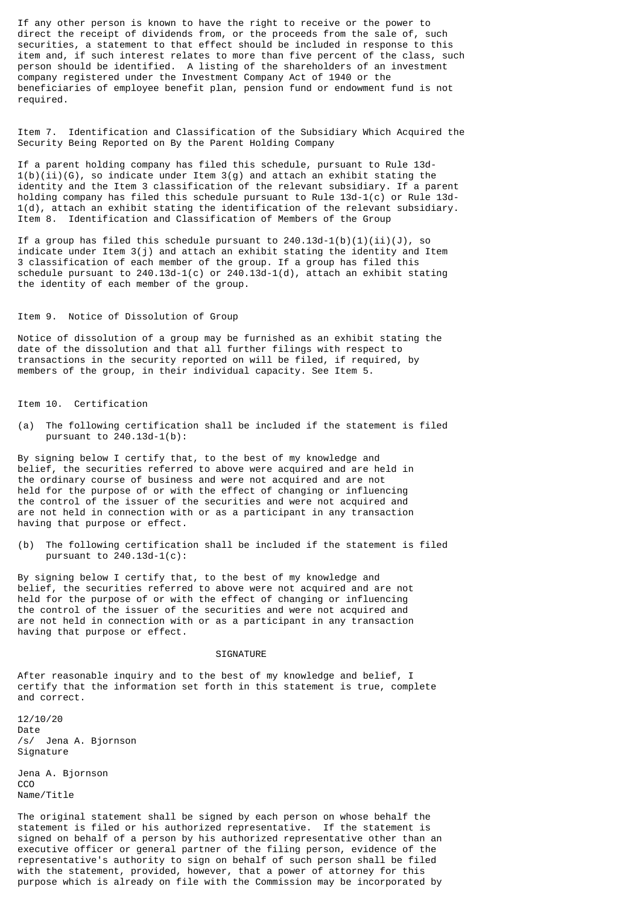If any other person is known to have the right to receive or the power to direct the receipt of dividends from, or the proceeds from the sale of, such securities, a statement to that effect should be included in response to this item and, if such interest relates to more than five percent of the class, such person should be identified. A listing of the shareholders of an investment company registered under the Investment Company Act of 1940 or the beneficiaries of employee benefit plan, pension fund or endowment fund is not required.

## Item 7. Identification and Classification of the Subsidiary Which Acquired the Security Being Reported on By the Parent Holding Company

If a parent holding company has filed this schedule, pursuant to Rule 13d-1(b)(ii)(G), so indicate under Item 3(g) and attach an exhibit stating the identity and the Item 3 classification of the relevant subsidiary. If a parent holding company has filed this schedule pursuant to Rule 13d-1(c) or Rule 13d-1(d), attach an exhibit stating the identification of the relevant subsidiary.

## Item 8. Identification and Classification of Members of the Group

If a group has filed this schedule pursuant to 240.13d-1(b)(1)(ii)(J), so indicate under Item 3(j) and attach an exhibit stating the identity and Item 3 classification of each member of the group. If a group has filed this schedule pursuant to 240.13d-1(c) or 240.13d-1(d), attach an exhibit stating the identity of each member of the group.

## Item 9. Notice of Dissolution of Group

Notice of dissolution of a group may be furnished as an exhibit stating the date of the dissolution and that all further filings with respect to transactions in the security reported on will be filed, if required, by members of the group, in their individual capacity. See Item 5.

## Item 10. Certification

(a) The following certification shall be included if the statement is filed pursuant to 240.13d-1(b):

By signing below I certify that, to the best of my knowledge and belief, the securities referred to above were acquired and are held in the ordinary course of business and were not acquired and are not held for the purpose of or with the effect of changing or influencing the control of the issuer of the securities and were not acquired and are not held in connection with or as a participant in any transaction having that purpose or effect.

(b) The following certification shall be included if the statement is filed pursuant to 240.13d-1(c):

By signing below I certify that, to the best of my knowledge and belief, the securities referred to above were not acquired and are not held for the purpose of or with the effect of changing or influencing the control of the issuer of the securities and were not acquired and are not held in connection with or as a participant in any transaction having that purpose or effect.

## SIGNATURE

After reasonable inquiry and to the best of my knowledge and belief, I certify that the information set forth in this statement is true, complete and correct.

12/10/20
Date
/s/ Jena A. Bjornson
Signature

Jena A. Bjornson
CCO
Name/Title

The original statement shall be signed by each person on whose behalf the statement is filed or his authorized representative. If the statement is signed on behalf of a person by his authorized representative other than an executive officer or general partner of the filing person, evidence of the representative's authority to sign on behalf of such person shall be filed with the statement, provided, however, that a power of attorney for this purpose which is already on file with the Commission may be incorporated by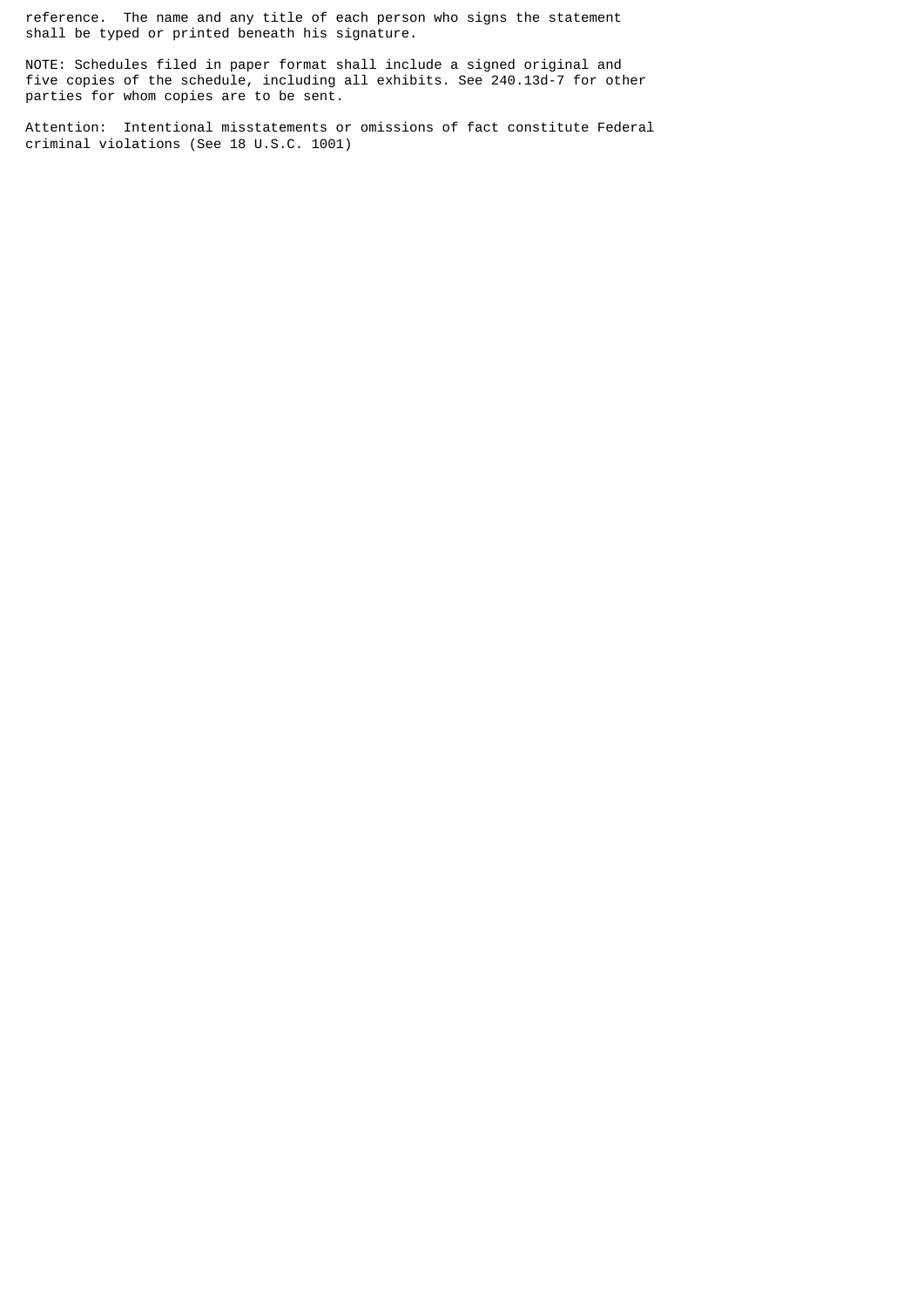reference. The name and any title of each person who signs the statement shall be typed or printed beneath his signature.

NOTE: Schedules filed in paper format shall include a signed original and five copies of the schedule, including all exhibits. See 240.13d-7 for other parties for whom copies are to be sent.

Attention: Intentional misstatements or omissions of fact constitute Federal criminal violations (See 18 U.S.C. 1001)